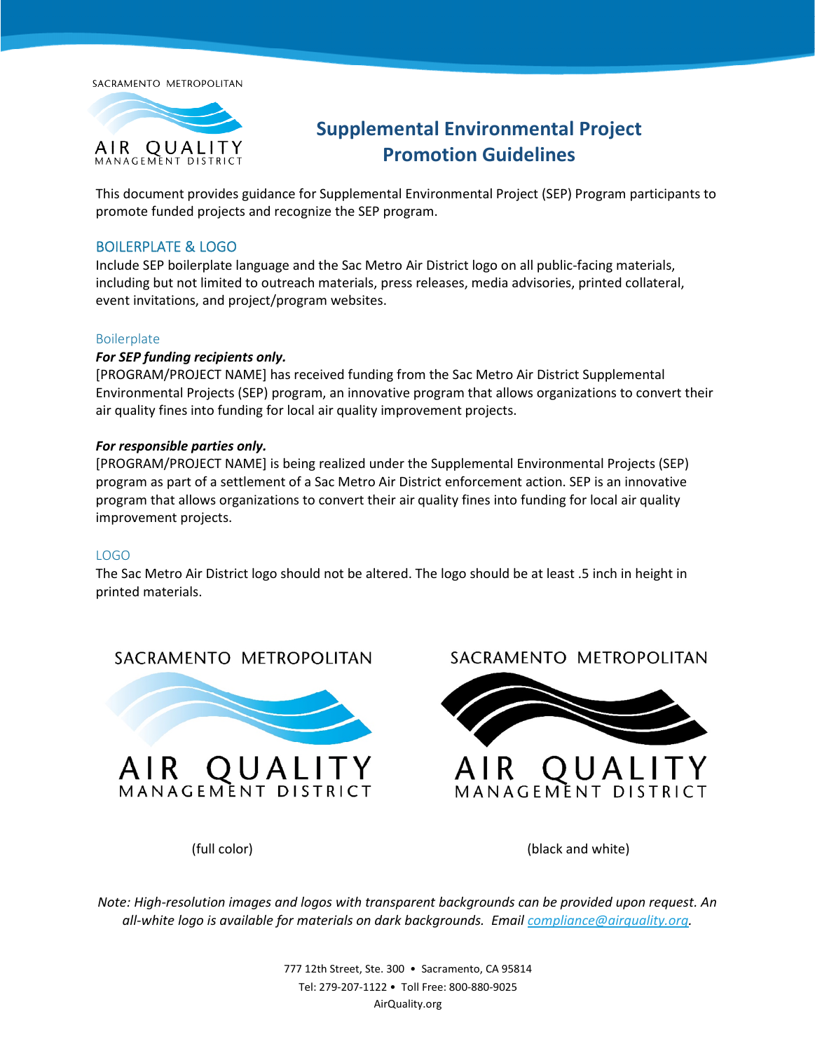# Supplemental Environmental Project Promotion Guidelines

This document provides guidance for Supplemental Environmental Project (SEP) Program participants to promote funded projects and recognize the SEP program.

## BOILERPLATE & LOGO

Include SEP boilerplate language and the Sac Metro Air District logo on all public-facing materials, including but not limited to outreach materials, press releases, media advisories, printed collateral, event invitations, and project/program websites.

### Boilerplate

***For SEP funding recipients only.***

[PROGRAM/PROJECT NAME] has received funding from the Sac Metro Air District Supplemental Environmental Projects (SEP) program, an innovative program that allows organizations to convert their air quality fines into funding for local air quality improvement projects.

***For responsible parties only.***

[PROGRAM/PROJECT NAME] is being realized under the Supplemental Environmental Projects (SEP) program as part of a settlement of a Sac Metro Air District enforcement action. SEP is an innovative program that allows organizations to convert their air quality fines into funding for local air quality improvement projects.

### LOGO

The Sac Metro Air District logo should not be altered. The logo should be at least .5 inch in height in printed materials.

SACRAMENTO METROPOLITAN AIR QUALITY MANAGEMENT DISTRICT

(full color)

SACRAMENTO METROPOLITAN AIR QUALITY MANAGEMENT DISTRICT

(black and white)

*Note: High-resolution images and logos with transparent backgrounds can be provided upon request. An all-white logo is available for materials on dark backgrounds. Email compliance@airquality.org.*

777 12th Street, Ste. 300 • Sacramento, CA 95814
Tel: 279-207-1122 • Toll Free: 800-880-9025
AirQuality.org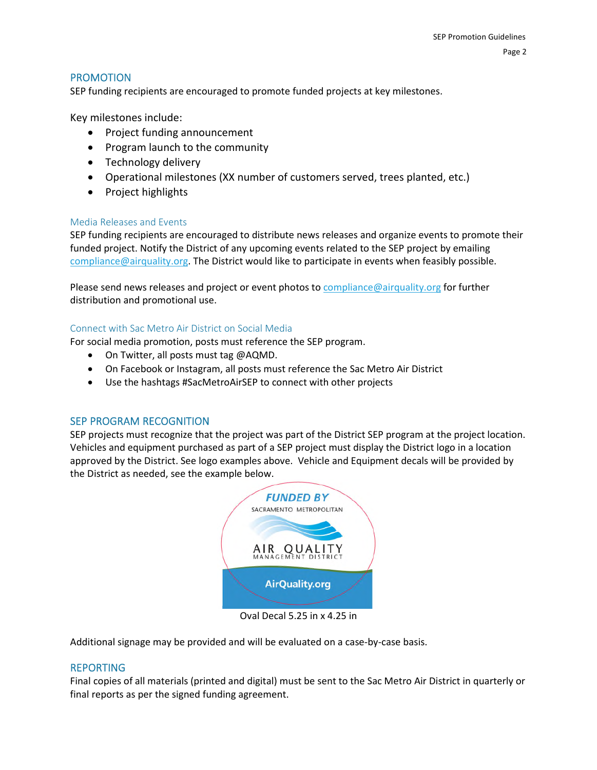## PROMOTION

SEP funding recipients are encouraged to promote funded projects at key milestones.

Key milestones include:

- Project funding announcement
- Program launch to the community
- Technology delivery
- Operational milestones (XX number of customers served, trees planted, etc.)
- Project highlights

### Media Releases and Events

SEP funding recipients are encouraged to distribute news releases and organize events to promote their funded project. Notify the District of any upcoming events related to the SEP project by emailing compliance@airquality.org. The District would like to participate in events when feasibly possible.

Please send news releases and project or event photos to compliance@airquality.org for further distribution and promotional use.

### Connect with Sac Metro Air District on Social Media

For social media promotion, posts must reference the SEP program.

- On Twitter, all posts must tag @AQMD.
- On Facebook or Instagram, all posts must reference the Sac Metro Air District
- Use the hashtags #SacMetroAirSEP to connect with other projects

## SEP PROGRAM RECOGNITION

SEP projects must recognize that the project was part of the District SEP program at the project location. Vehicles and equipment purchased as part of a SEP project must display the District logo in a location approved by the District. See logo examples above. Vehicle and Equipment decals will be provided by the District as needed, see the example below.

FUNDED BY
SACRAMENTO METROPOLITAN
AIR QUALITY
MANAGEMENT DISTRICT
AirQuality.org

Oval Decal 5.25 in x 4.25 in

Additional signage may be provided and will be evaluated on a case-by-case basis.

## REPORTING

Final copies of all materials (printed and digital) must be sent to the Sac Metro Air District in quarterly or final reports as per the signed funding agreement.